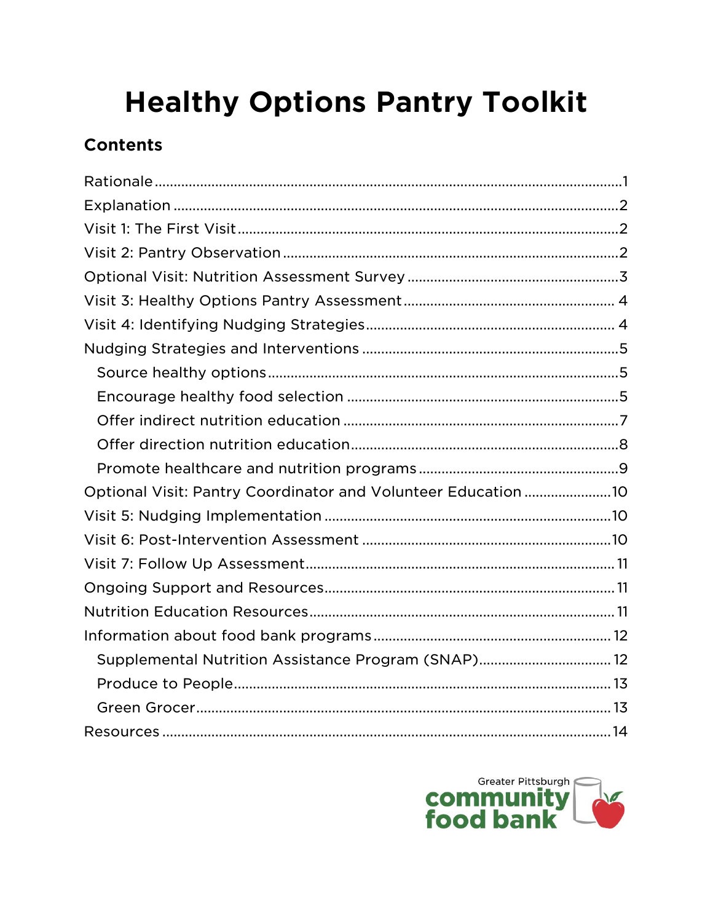# Healthy Options Pantry Toolkit

## Contents

- Rationale ........ 1
- Explanation ........ 2
- Visit 1: The First Visit ........ 2
- Visit 2: Pantry Observation ........ 2
- Optional Visit: Nutrition Assessment Survey ........ 3
- Visit 3: Healthy Options Pantry Assessment ........ 4
- Visit 4: Identifying Nudging Strategies ........ 4
- Nudging Strategies and Interventions ........ 5
  - Source healthy options ........ 5
  - Encourage healthy food selection ........ 5
  - Offer indirect nutrition education ........ 7
  - Offer direction nutrition education ........ 8
  - Promote healthcare and nutrition programs ........ 9
- Optional Visit: Pantry Coordinator and Volunteer Education ........ 10
- Visit 5: Nudging Implementation ........ 10
- Visit 6: Post-Intervention Assessment ........ 10
- Visit 7: Follow Up Assessment ........ 11
- Ongoing Support and Resources ........ 11
- Nutrition Education Resources ........ 11
- Information about food bank programs ........ 12
  - Supplemental Nutrition Assistance Program (SNAP) ........ 12
  - Produce to People ........ 13
  - Green Grocer ........ 13
- Resources ........ 14

Greater Pittsburgh community food bank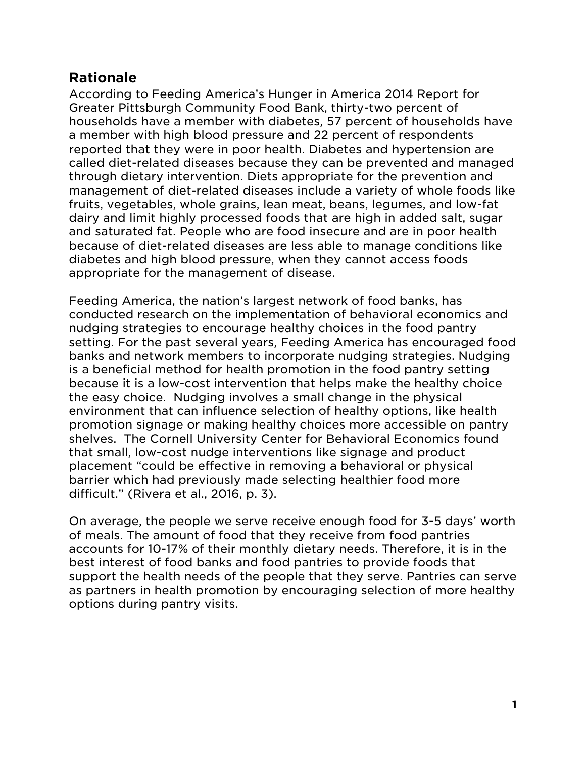## Rationale

According to Feeding America's Hunger in America 2014 Report for Greater Pittsburgh Community Food Bank, thirty-two percent of households have a member with diabetes, 57 percent of households have a member with high blood pressure and 22 percent of respondents reported that they were in poor health. Diabetes and hypertension are called diet-related diseases because they can be prevented and managed through dietary intervention. Diets appropriate for the prevention and management of diet-related diseases include a variety of whole foods like fruits, vegetables, whole grains, lean meat, beans, legumes, and low-fat dairy and limit highly processed foods that are high in added salt, sugar and saturated fat. People who are food insecure and are in poor health because of diet-related diseases are less able to manage conditions like diabetes and high blood pressure, when they cannot access foods appropriate for the management of disease.

Feeding America, the nation's largest network of food banks, has conducted research on the implementation of behavioral economics and nudging strategies to encourage healthy choices in the food pantry setting. For the past several years, Feeding America has encouraged food banks and network members to incorporate nudging strategies. Nudging is a beneficial method for health promotion in the food pantry setting because it is a low-cost intervention that helps make the healthy choice the easy choice. Nudging involves a small change in the physical environment that can influence selection of healthy options, like health promotion signage or making healthy choices more accessible on pantry shelves. The Cornell University Center for Behavioral Economics found that small, low-cost nudge interventions like signage and product placement "could be effective in removing a behavioral or physical barrier which had previously made selecting healthier food more difficult." (Rivera et al., 2016, p. 3).

On average, the people we serve receive enough food for 3-5 days' worth of meals. The amount of food that they receive from food pantries accounts for 10-17% of their monthly dietary needs. Therefore, it is in the best interest of food banks and food pantries to provide foods that support the health needs of the people that they serve. Pantries can serve as partners in health promotion by encouraging selection of more healthy options during pantry visits.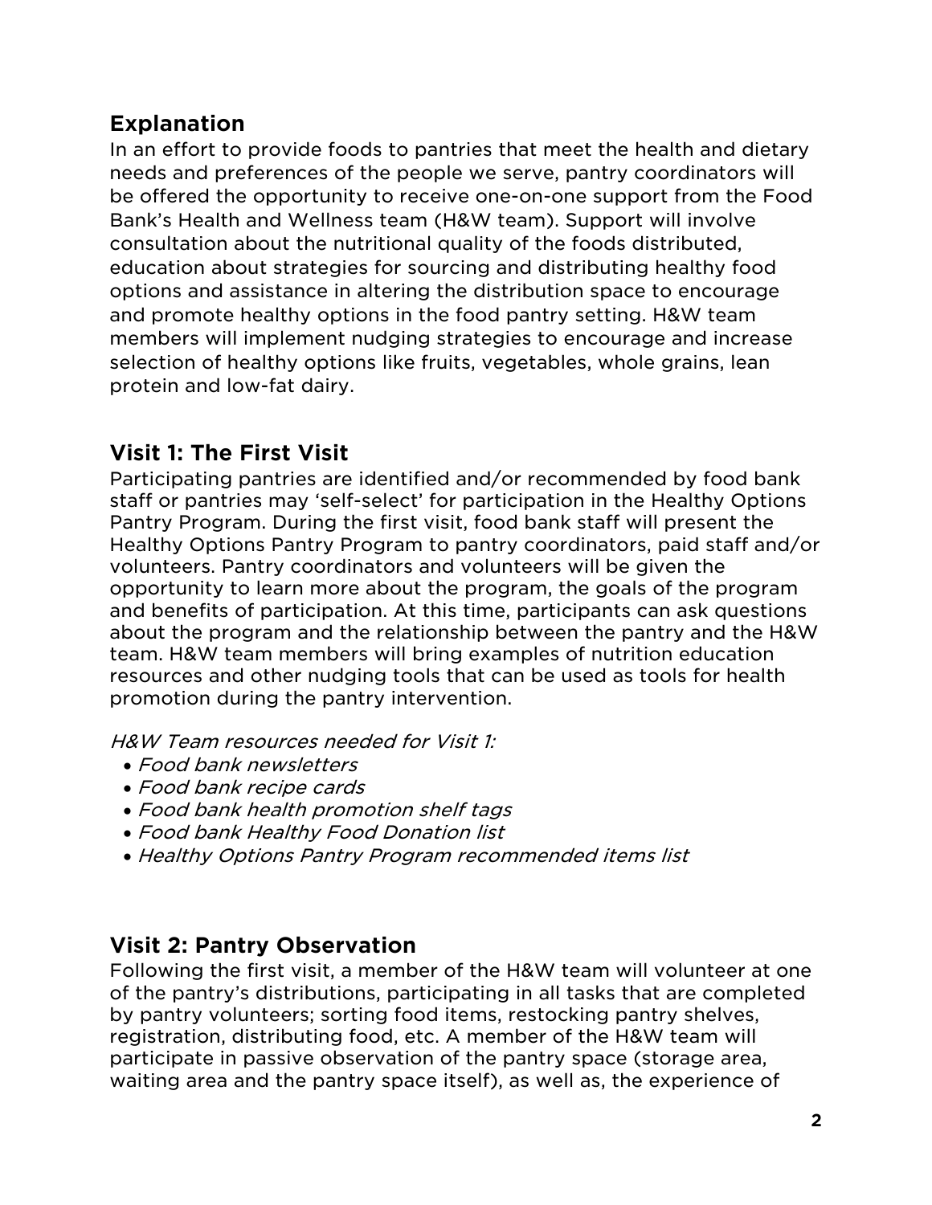## Explanation

In an effort to provide foods to pantries that meet the health and dietary needs and preferences of the people we serve, pantry coordinators will be offered the opportunity to receive one-on-one support from the Food Bank's Health and Wellness team (H&W team). Support will involve consultation about the nutritional quality of the foods distributed, education about strategies for sourcing and distributing healthy food options and assistance in altering the distribution space to encourage and promote healthy options in the food pantry setting. H&W team members will implement nudging strategies to encourage and increase selection of healthy options like fruits, vegetables, whole grains, lean protein and low-fat dairy.

## Visit 1: The First Visit

Participating pantries are identified and/or recommended by food bank staff or pantries may 'self-select' for participation in the Healthy Options Pantry Program. During the first visit, food bank staff will present the Healthy Options Pantry Program to pantry coordinators, paid staff and/or volunteers. Pantry coordinators and volunteers will be given the opportunity to learn more about the program, the goals of the program and benefits of participation. At this time, participants can ask questions about the program and the relationship between the pantry and the H&W team. H&W team members will bring examples of nutrition education resources and other nudging tools that can be used as tools for health promotion during the pantry intervention.

*H&W Team resources needed for Visit 1:*

- *Food bank newsletters*
- *Food bank recipe cards*
- *Food bank health promotion shelf tags*
- *Food bank Healthy Food Donation list*
- *Healthy Options Pantry Program recommended items list*

## Visit 2: Pantry Observation

Following the first visit, a member of the H&W team will volunteer at one of the pantry's distributions, participating in all tasks that are completed by pantry volunteers; sorting food items, restocking pantry shelves, registration, distributing food, etc. A member of the H&W team will participate in passive observation of the pantry space (storage area, waiting area and the pantry space itself), as well as, the experience of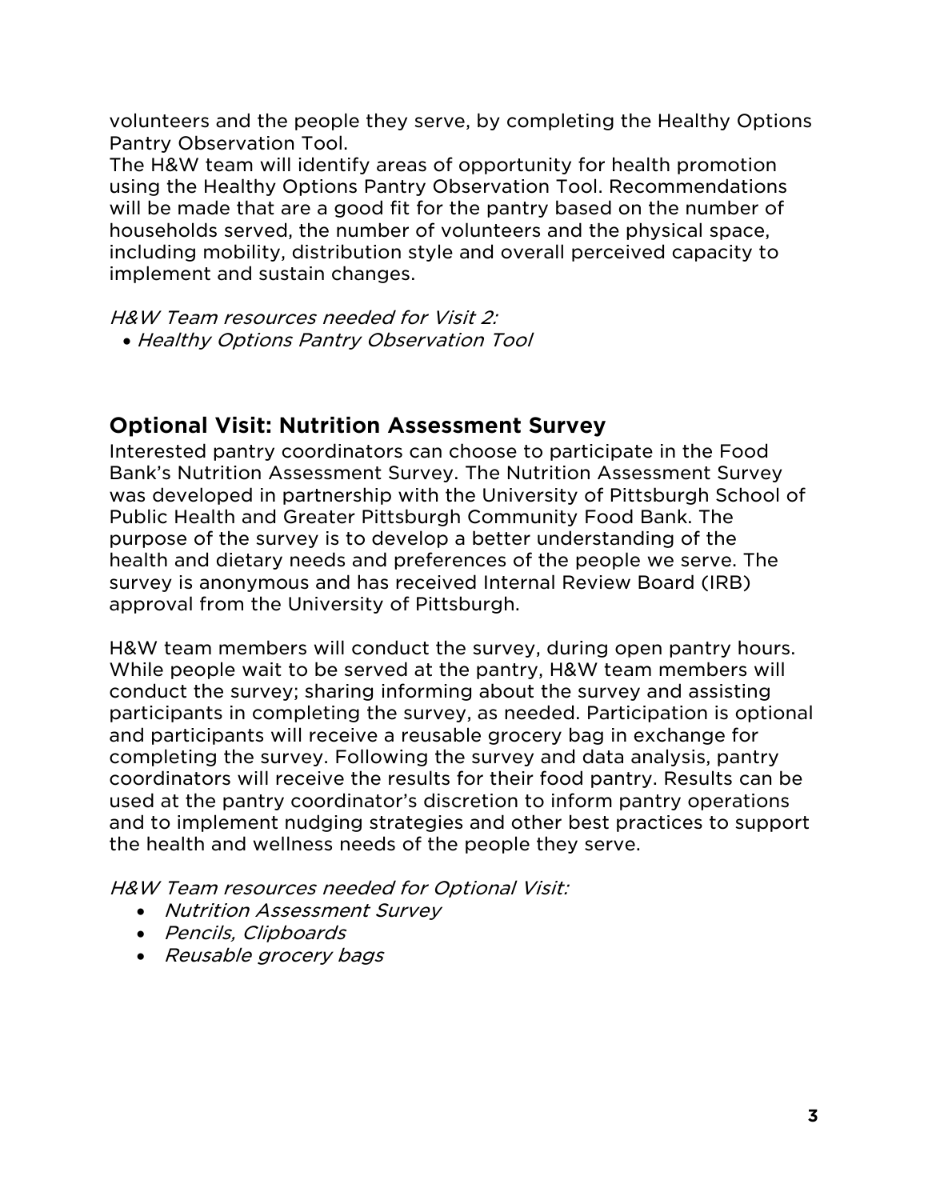volunteers and the people they serve, by completing the Healthy Options Pantry Observation Tool.
The H&W team will identify areas of opportunity for health promotion using the Healthy Options Pantry Observation Tool. Recommendations will be made that are a good fit for the pantry based on the number of households served, the number of volunteers and the physical space, including mobility, distribution style and overall perceived capacity to implement and sustain changes.

*H&W Team resources needed for Visit 2:*

- *Healthy Options Pantry Observation Tool*

## Optional Visit: Nutrition Assessment Survey

Interested pantry coordinators can choose to participate in the Food Bank's Nutrition Assessment Survey. The Nutrition Assessment Survey was developed in partnership with the University of Pittsburgh School of Public Health and Greater Pittsburgh Community Food Bank. The purpose of the survey is to develop a better understanding of the health and dietary needs and preferences of the people we serve. The survey is anonymous and has received Internal Review Board (IRB) approval from the University of Pittsburgh.

H&W team members will conduct the survey, during open pantry hours. While people wait to be served at the pantry, H&W team members will conduct the survey; sharing informing about the survey and assisting participants in completing the survey, as needed. Participation is optional and participants will receive a reusable grocery bag in exchange for completing the survey. Following the survey and data analysis, pantry coordinators will receive the results for their food pantry. Results can be used at the pantry coordinator's discretion to inform pantry operations and to implement nudging strategies and other best practices to support the health and wellness needs of the people they serve.

*H&W Team resources needed for Optional Visit:*

- *Nutrition Assessment Survey*
- *Pencils, Clipboards*
- *Reusable grocery bags*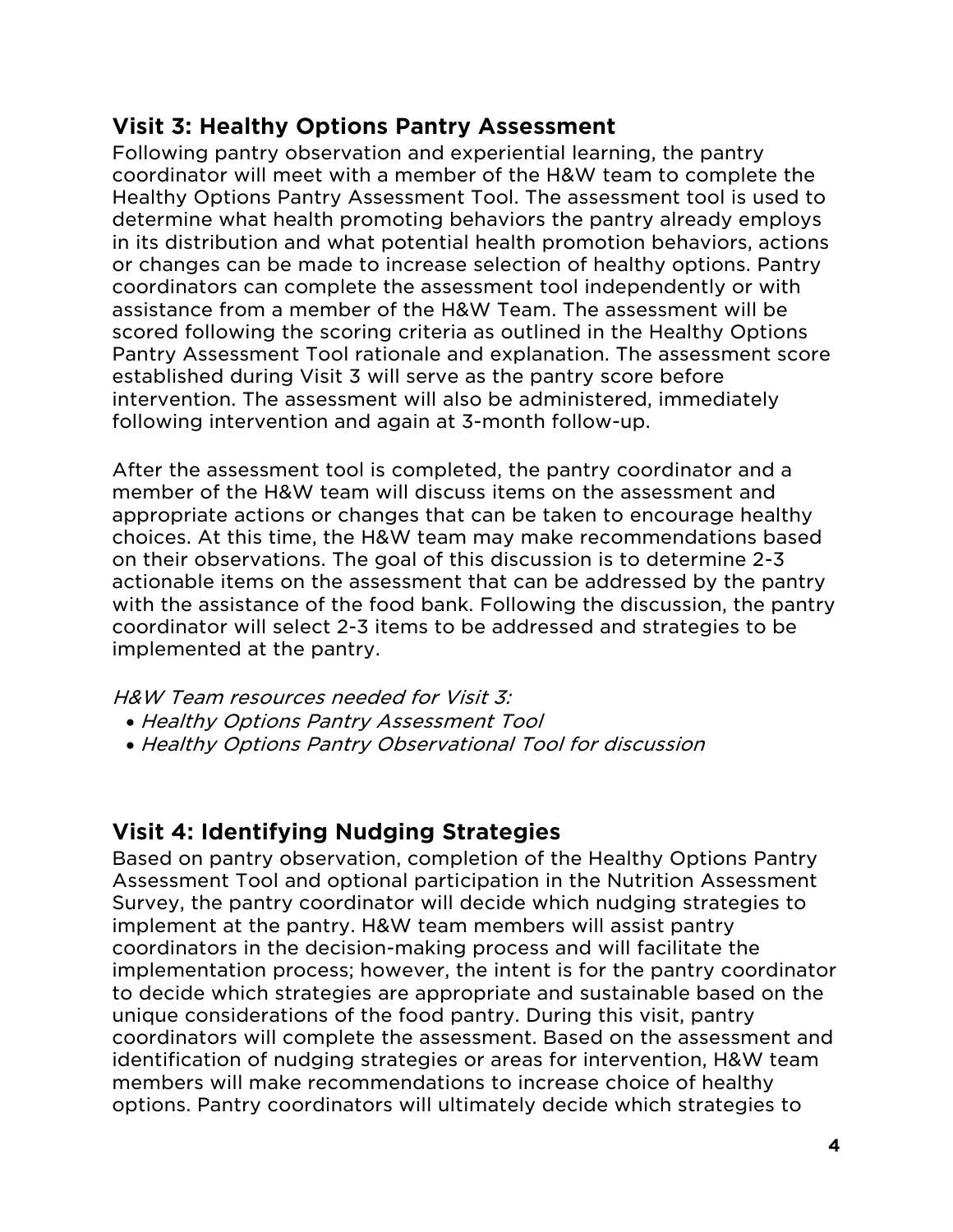## Visit 3: Healthy Options Pantry Assessment

Following pantry observation and experiential learning, the pantry coordinator will meet with a member of the H&W team to complete the Healthy Options Pantry Assessment Tool. The assessment tool is used to determine what health promoting behaviors the pantry already employs in its distribution and what potential health promotion behaviors, actions or changes can be made to increase selection of healthy options. Pantry coordinators can complete the assessment tool independently or with assistance from a member of the H&W Team. The assessment will be scored following the scoring criteria as outlined in the Healthy Options Pantry Assessment Tool rationale and explanation. The assessment score established during Visit 3 will serve as the pantry score before intervention. The assessment will also be administered, immediately following intervention and again at 3-month follow-up.

After the assessment tool is completed, the pantry coordinator and a member of the H&W team will discuss items on the assessment and appropriate actions or changes that can be taken to encourage healthy choices. At this time, the H&W team may make recommendations based on their observations. The goal of this discussion is to determine 2-3 actionable items on the assessment that can be addressed by the pantry with the assistance of the food bank. Following the discussion, the pantry coordinator will select 2-3 items to be addressed and strategies to be implemented at the pantry.

*H&W Team resources needed for Visit 3:*

- *Healthy Options Pantry Assessment Tool*
- *Healthy Options Pantry Observational Tool for discussion*

## Visit 4: Identifying Nudging Strategies

Based on pantry observation, completion of the Healthy Options Pantry Assessment Tool and optional participation in the Nutrition Assessment Survey, the pantry coordinator will decide which nudging strategies to implement at the pantry. H&W team members will assist pantry coordinators in the decision-making process and will facilitate the implementation process; however, the intent is for the pantry coordinator to decide which strategies are appropriate and sustainable based on the unique considerations of the food pantry. During this visit, pantry coordinators will complete the assessment. Based on the assessment and identification of nudging strategies or areas for intervention, H&W team members will make recommendations to increase choice of healthy options. Pantry coordinators will ultimately decide which strategies to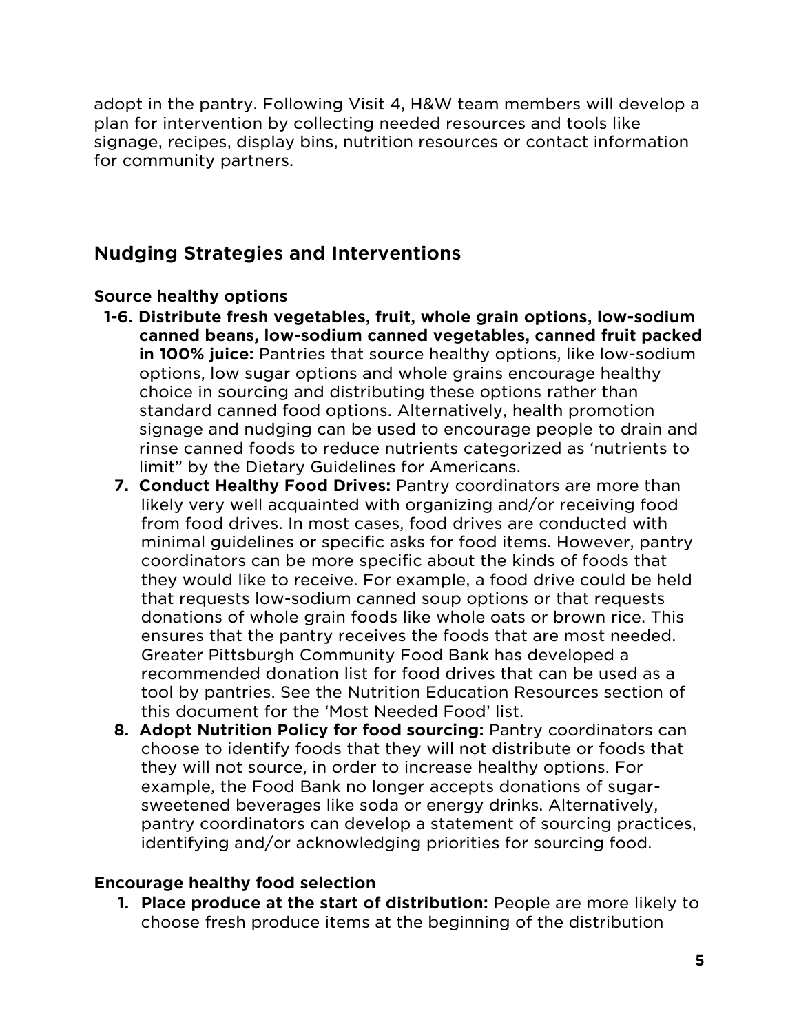adopt in the pantry. Following Visit 4, H&W team members will develop a plan for intervention by collecting needed resources and tools like signage, recipes, display bins, nutrition resources or contact information for community partners.

## Nudging Strategies and Interventions

### Source healthy options

- **1-6. Distribute fresh vegetables, fruit, whole grain options, low-sodium canned beans, low-sodium canned vegetables, canned fruit packed in 100% juice:** Pantries that source healthy options, like low-sodium options, low sugar options and whole grains encourage healthy choice in sourcing and distributing these options rather than standard canned food options. Alternatively, health promotion signage and nudging can be used to encourage people to drain and rinse canned foods to reduce nutrients categorized as 'nutrients to limit" by the Dietary Guidelines for Americans.

7. **Conduct Healthy Food Drives:** Pantry coordinators are more than likely very well acquainted with organizing and/or receiving food from food drives. In most cases, food drives are conducted with minimal guidelines or specific asks for food items. However, pantry coordinators can be more specific about the kinds of foods that they would like to receive. For example, a food drive could be held that requests low-sodium canned soup options or that requests donations of whole grain foods like whole oats or brown rice. This ensures that the pantry receives the foods that are most needed. Greater Pittsburgh Community Food Bank has developed a recommended donation list for food drives that can be used as a tool by pantries. See the Nutrition Education Resources section of this document for the 'Most Needed Food' list.
8. **Adopt Nutrition Policy for food sourcing:** Pantry coordinators can choose to identify foods that they will not distribute or foods that they will not source, in order to increase healthy options. For example, the Food Bank no longer accepts donations of sugar-sweetened beverages like soda or energy drinks. Alternatively, pantry coordinators can develop a statement of sourcing practices, identifying and/or acknowledging priorities for sourcing food.

### Encourage healthy food selection

1. **Place produce at the start of distribution:** People are more likely to choose fresh produce items at the beginning of the distribution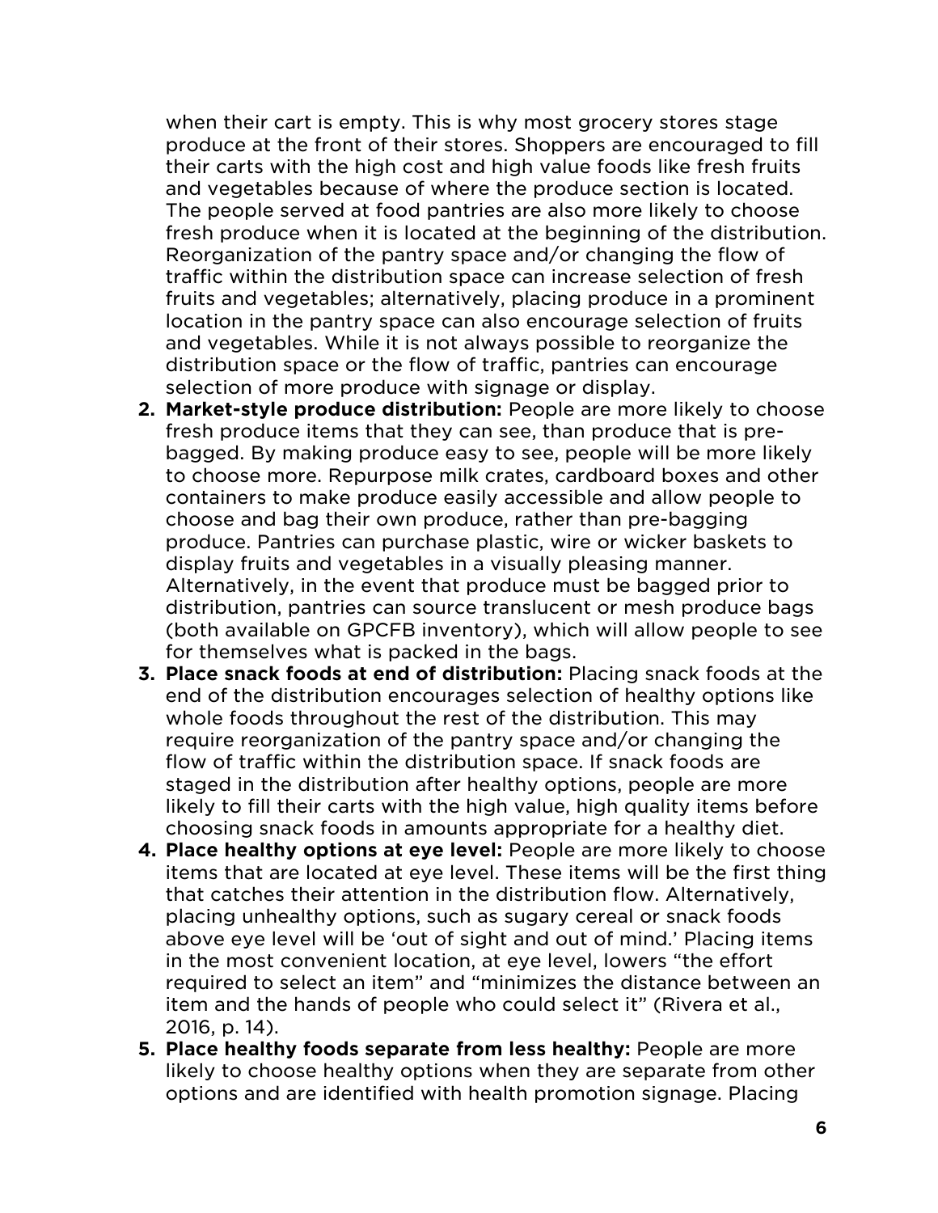when their cart is empty. This is why most grocery stores stage produce at the front of their stores. Shoppers are encouraged to fill their carts with the high cost and high value foods like fresh fruits and vegetables because of where the produce section is located. The people served at food pantries are also more likely to choose fresh produce when it is located at the beginning of the distribution. Reorganization of the pantry space and/or changing the flow of traffic within the distribution space can increase selection of fresh fruits and vegetables; alternatively, placing produce in a prominent location in the pantry space can also encourage selection of fruits and vegetables. While it is not always possible to reorganize the distribution space or the flow of traffic, pantries can encourage selection of more produce with signage or display.

2. **Market-style produce distribution:** People are more likely to choose fresh produce items that they can see, than produce that is pre-bagged. By making produce easy to see, people will be more likely to choose more. Repurpose milk crates, cardboard boxes and other containers to make produce easily accessible and allow people to choose and bag their own produce, rather than pre-bagging produce. Pantries can purchase plastic, wire or wicker baskets to display fruits and vegetables in a visually pleasing manner. Alternatively, in the event that produce must be bagged prior to distribution, pantries can source translucent or mesh produce bags (both available on GPCFB inventory), which will allow people to see for themselves what is packed in the bags.
3. **Place snack foods at end of distribution:** Placing snack foods at the end of the distribution encourages selection of healthy options like whole foods throughout the rest of the distribution. This may require reorganization of the pantry space and/or changing the flow of traffic within the distribution space. If snack foods are staged in the distribution after healthy options, people are more likely to fill their carts with the high value, high quality items before choosing snack foods in amounts appropriate for a healthy diet.
4. **Place healthy options at eye level:** People are more likely to choose items that are located at eye level. These items will be the first thing that catches their attention in the distribution flow. Alternatively, placing unhealthy options, such as sugary cereal or snack foods above eye level will be 'out of sight and out of mind.' Placing items in the most convenient location, at eye level, lowers "the effort required to select an item" and "minimizes the distance between an item and the hands of people who could select it" (Rivera et al., 2016, p. 14).
5. **Place healthy foods separate from less healthy:** People are more likely to choose healthy options when they are separate from other options and are identified with health promotion signage. Placing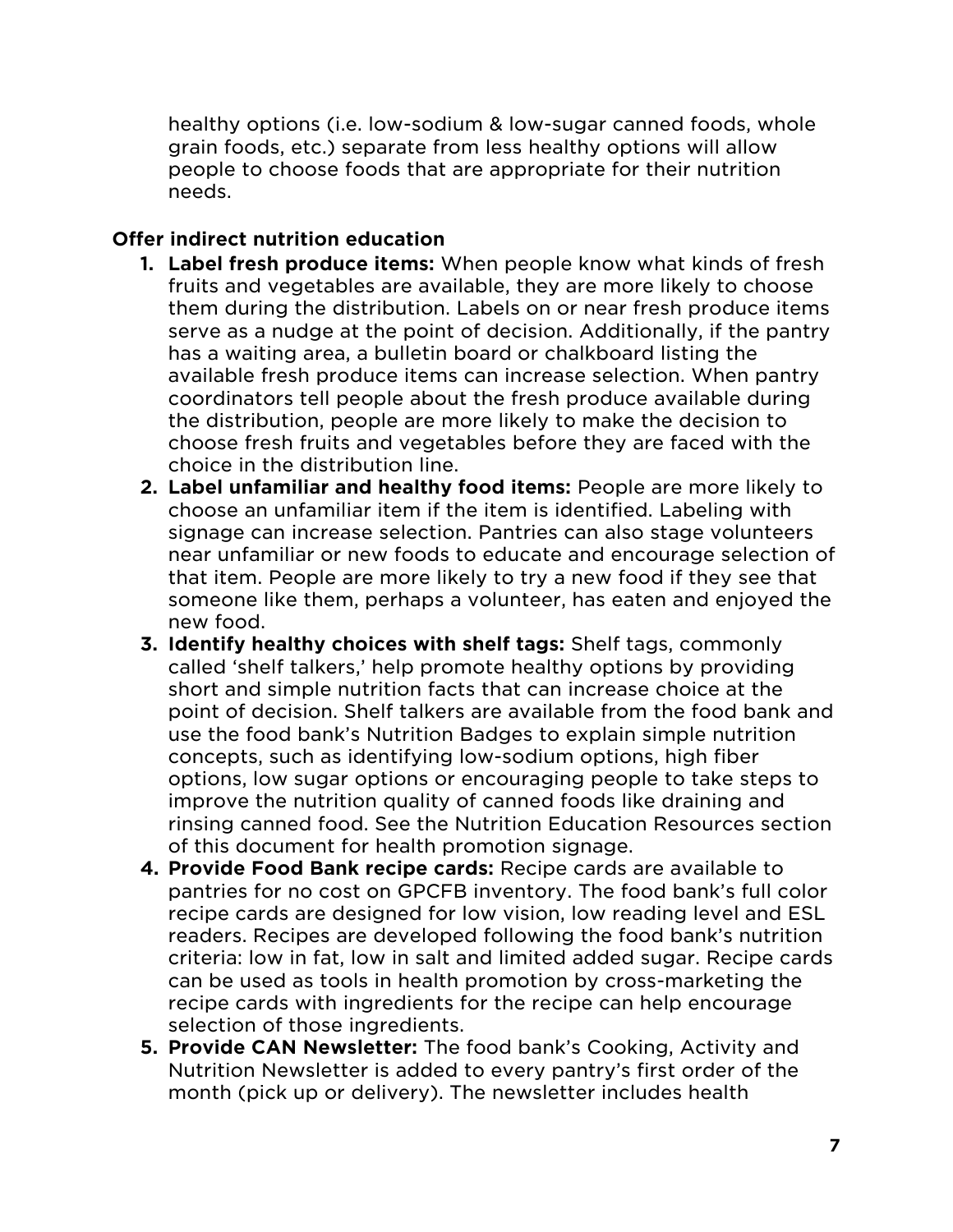healthy options (i.e. low-sodium & low-sugar canned foods, whole grain foods, etc.) separate from less healthy options will allow people to choose foods that are appropriate for their nutrition needs.

**Offer indirect nutrition education**

1. **Label fresh produce items:** When people know what kinds of fresh fruits and vegetables are available, they are more likely to choose them during the distribution. Labels on or near fresh produce items serve as a nudge at the point of decision. Additionally, if the pantry has a waiting area, a bulletin board or chalkboard listing the available fresh produce items can increase selection. When pantry coordinators tell people about the fresh produce available during the distribution, people are more likely to make the decision to choose fresh fruits and vegetables before they are faced with the choice in the distribution line.
2. **Label unfamiliar and healthy food items:** People are more likely to choose an unfamiliar item if the item is identified. Labeling with signage can increase selection. Pantries can also stage volunteers near unfamiliar or new foods to educate and encourage selection of that item. People are more likely to try a new food if they see that someone like them, perhaps a volunteer, has eaten and enjoyed the new food.
3. **Identify healthy choices with shelf tags:** Shelf tags, commonly called 'shelf talkers,' help promote healthy options by providing short and simple nutrition facts that can increase choice at the point of decision. Shelf talkers are available from the food bank and use the food bank's Nutrition Badges to explain simple nutrition concepts, such as identifying low-sodium options, high fiber options, low sugar options or encouraging people to take steps to improve the nutrition quality of canned foods like draining and rinsing canned food. See the Nutrition Education Resources section of this document for health promotion signage.
4. **Provide Food Bank recipe cards:** Recipe cards are available to pantries for no cost on GPCFB inventory. The food bank's full color recipe cards are designed for low vision, low reading level and ESL readers. Recipes are developed following the food bank's nutrition criteria: low in fat, low in salt and limited added sugar. Recipe cards can be used as tools in health promotion by cross-marketing the recipe cards with ingredients for the recipe can help encourage selection of those ingredients.
5. **Provide CAN Newsletter:** The food bank's Cooking, Activity and Nutrition Newsletter is added to every pantry's first order of the month (pick up or delivery). The newsletter includes health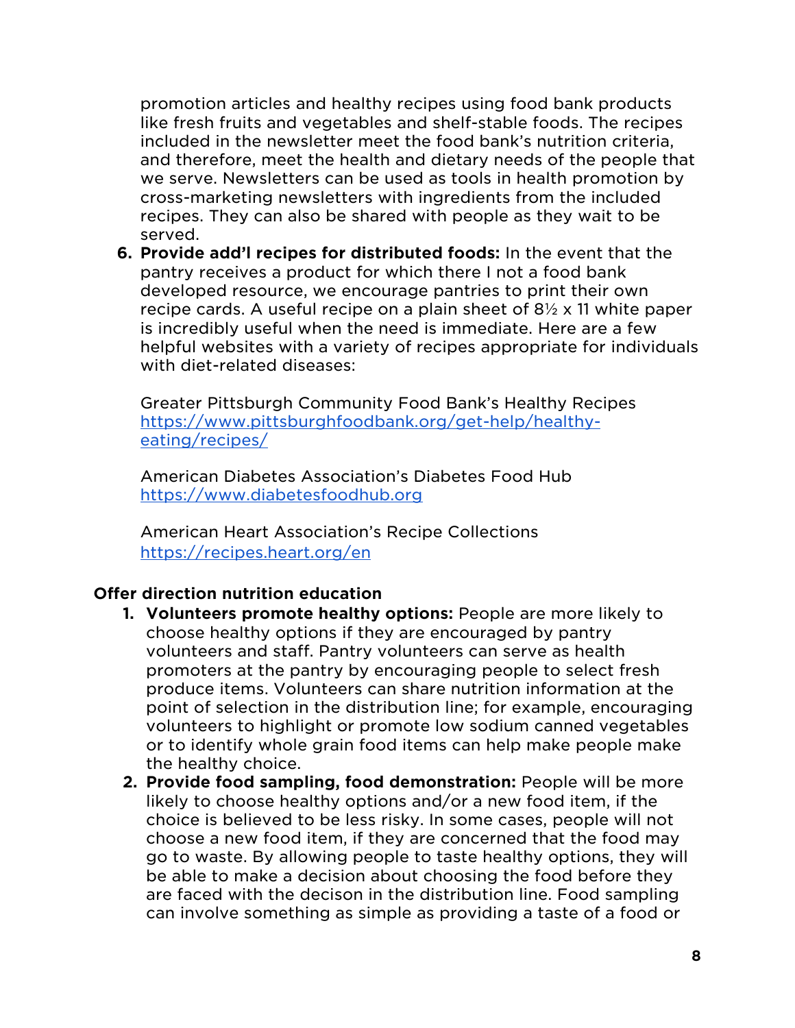promotion articles and healthy recipes using food bank products like fresh fruits and vegetables and shelf-stable foods. The recipes included in the newsletter meet the food bank's nutrition criteria, and therefore, meet the health and dietary needs of the people that we serve. Newsletters can be used as tools in health promotion by cross-marketing newsletters with ingredients from the included recipes. They can also be shared with people as they wait to be served.

6. **Provide add'l recipes for distributed foods:** In the event that the pantry receives a product for which there I not a food bank developed resource, we encourage pantries to print their own recipe cards. A useful recipe on a plain sheet of 8½ x 11 white paper is incredibly useful when the need is immediate. Here are a few helpful websites with a variety of recipes appropriate for individuals with diet-related diseases:

   Greater Pittsburgh Community Food Bank's Healthy Recipes
   [https://www.pittsburghfoodbank.org/get-help/healthy-eating/recipes/](https://www.pittsburghfoodbank.org/get-help/healthy-eating/recipes/)

   American Diabetes Association's Diabetes Food Hub
   [https://www.diabetesfoodhub.org](https://www.diabetesfoodhub.org)

   American Heart Association's Recipe Collections
   [https://recipes.heart.org/en](https://recipes.heart.org/en)

**Offer direction nutrition education**

1. **Volunteers promote healthy options:** People are more likely to choose healthy options if they are encouraged by pantry volunteers and staff. Pantry volunteers can serve as health promoters at the pantry by encouraging people to select fresh produce items. Volunteers can share nutrition information at the point of selection in the distribution line; for example, encouraging volunteers to highlight or promote low sodium canned vegetables or to identify whole grain food items can help make people make the healthy choice.
2. **Provide food sampling, food demonstration:** People will be more likely to choose healthy options and/or a new food item, if the choice is believed to be less risky. In some cases, people will not choose a new food item, if they are concerned that the food may go to waste. By allowing people to taste healthy options, they will be able to make a decision about choosing the food before they are faced with the decison in the distribution line. Food sampling can involve something as simple as providing a taste of a food or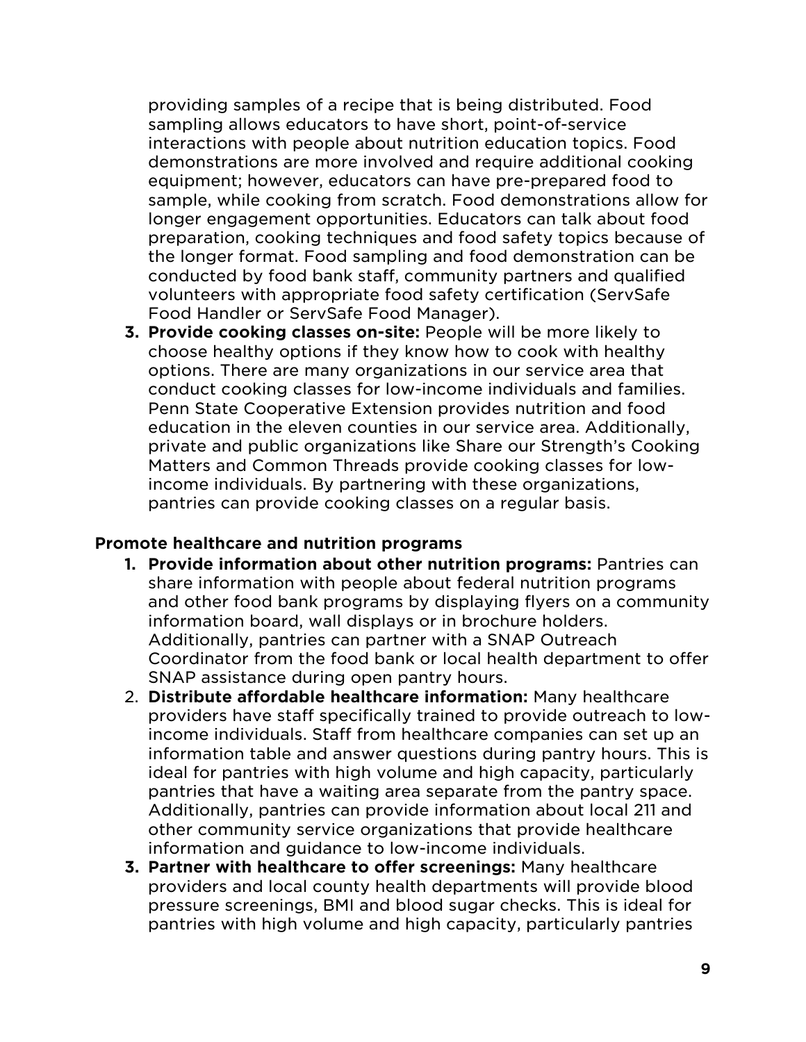providing samples of a recipe that is being distributed. Food sampling allows educators to have short, point-of-service interactions with people about nutrition education topics. Food demonstrations are more involved and require additional cooking equipment; however, educators can have pre-prepared food to sample, while cooking from scratch. Food demonstrations allow for longer engagement opportunities. Educators can talk about food preparation, cooking techniques and food safety topics because of the longer format. Food sampling and food demonstration can be conducted by food bank staff, community partners and qualified volunteers with appropriate food safety certification (ServSafe Food Handler or ServSafe Food Manager).

3. **Provide cooking classes on-site:** People will be more likely to choose healthy options if they know how to cook with healthy options. There are many organizations in our service area that conduct cooking classes for low-income individuals and families. Penn State Cooperative Extension provides nutrition and food education in the eleven counties in our service area. Additionally, private and public organizations like Share our Strength's Cooking Matters and Common Threads provide cooking classes for low-income individuals. By partnering with these organizations, pantries can provide cooking classes on a regular basis.

**Promote healthcare and nutrition programs**

1. **Provide information about other nutrition programs:** Pantries can share information with people about federal nutrition programs and other food bank programs by displaying flyers on a community information board, wall displays or in brochure holders. Additionally, pantries can partner with a SNAP Outreach Coordinator from the food bank or local health department to offer SNAP assistance during open pantry hours.
2. **Distribute affordable healthcare information:** Many healthcare providers have staff specifically trained to provide outreach to low-income individuals. Staff from healthcare companies can set up an information table and answer questions during pantry hours. This is ideal for pantries with high volume and high capacity, particularly pantries that have a waiting area separate from the pantry space. Additionally, pantries can provide information about local 211 and other community service organizations that provide healthcare information and guidance to low-income individuals.
3. **Partner with healthcare to offer screenings:** Many healthcare providers and local county health departments will provide blood pressure screenings, BMI and blood sugar checks. This is ideal for pantries with high volume and high capacity, particularly pantries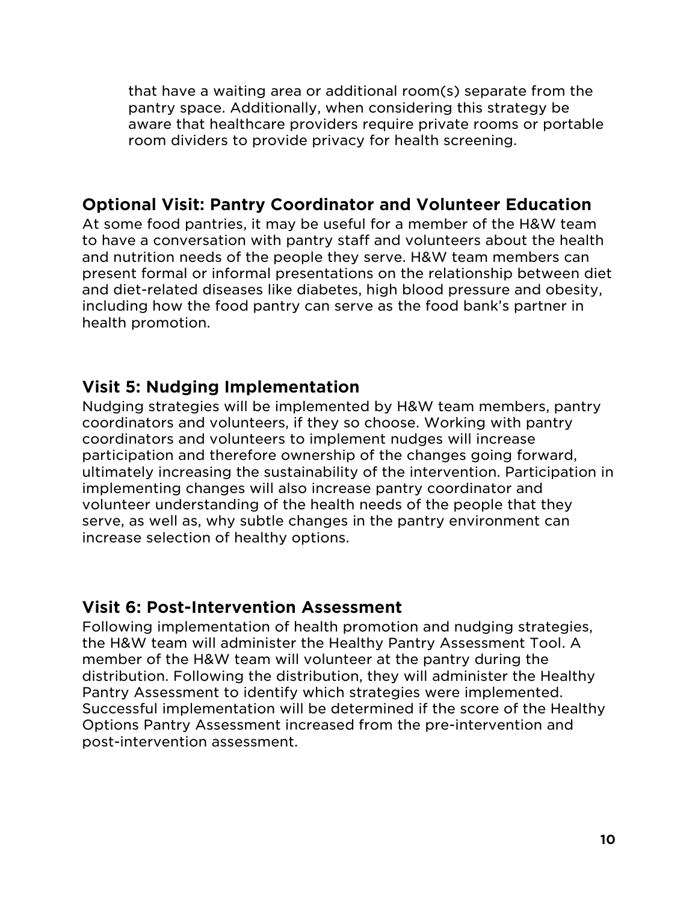that have a waiting area or additional room(s) separate from the pantry space. Additionally, when considering this strategy be aware that healthcare providers require private rooms or portable room dividers to provide privacy for health screening.

## Optional Visit: Pantry Coordinator and Volunteer Education

At some food pantries, it may be useful for a member of the H&W team to have a conversation with pantry staff and volunteers about the health and nutrition needs of the people they serve. H&W team members can present formal or informal presentations on the relationship between diet and diet-related diseases like diabetes, high blood pressure and obesity, including how the food pantry can serve as the food bank's partner in health promotion.

## Visit 5: Nudging Implementation

Nudging strategies will be implemented by H&W team members, pantry coordinators and volunteers, if they so choose. Working with pantry coordinators and volunteers to implement nudges will increase participation and therefore ownership of the changes going forward, ultimately increasing the sustainability of the intervention. Participation in implementing changes will also increase pantry coordinator and volunteer understanding of the health needs of the people that they serve, as well as, why subtle changes in the pantry environment can increase selection of healthy options.

## Visit 6: Post-Intervention Assessment

Following implementation of health promotion and nudging strategies, the H&W team will administer the Healthy Pantry Assessment Tool. A member of the H&W team will volunteer at the pantry during the distribution. Following the distribution, they will administer the Healthy Pantry Assessment to identify which strategies were implemented. Successful implementation will be determined if the score of the Healthy Options Pantry Assessment increased from the pre-intervention and post-intervention assessment.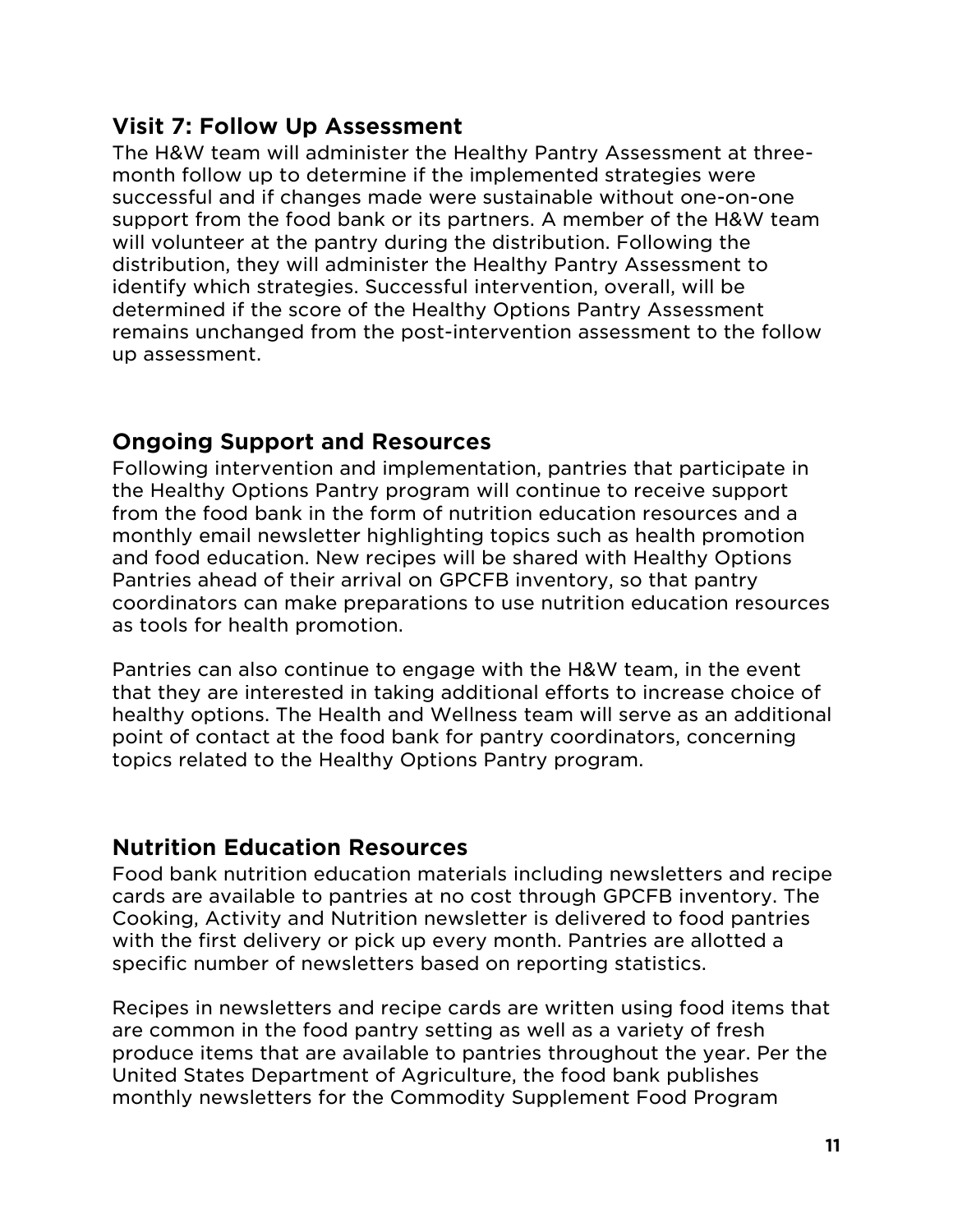## Visit 7: Follow Up Assessment

The H&W team will administer the Healthy Pantry Assessment at three-month follow up to determine if the implemented strategies were successful and if changes made were sustainable without one-on-one support from the food bank or its partners. A member of the H&W team will volunteer at the pantry during the distribution. Following the distribution, they will administer the Healthy Pantry Assessment to identify which strategies. Successful intervention, overall, will be determined if the score of the Healthy Options Pantry Assessment remains unchanged from the post-intervention assessment to the follow up assessment.

## Ongoing Support and Resources

Following intervention and implementation, pantries that participate in the Healthy Options Pantry program will continue to receive support from the food bank in the form of nutrition education resources and a monthly email newsletter highlighting topics such as health promotion and food education. New recipes will be shared with Healthy Options Pantries ahead of their arrival on GPCFB inventory, so that pantry coordinators can make preparations to use nutrition education resources as tools for health promotion.

Pantries can also continue to engage with the H&W team, in the event that they are interested in taking additional efforts to increase choice of healthy options. The Health and Wellness team will serve as an additional point of contact at the food bank for pantry coordinators, concerning topics related to the Healthy Options Pantry program.

## Nutrition Education Resources

Food bank nutrition education materials including newsletters and recipe cards are available to pantries at no cost through GPCFB inventory. The Cooking, Activity and Nutrition newsletter is delivered to food pantries with the first delivery or pick up every month. Pantries are allotted a specific number of newsletters based on reporting statistics.

Recipes in newsletters and recipe cards are written using food items that are common in the food pantry setting as well as a variety of fresh produce items that are available to pantries throughout the year. Per the United States Department of Agriculture, the food bank publishes monthly newsletters for the Commodity Supplement Food Program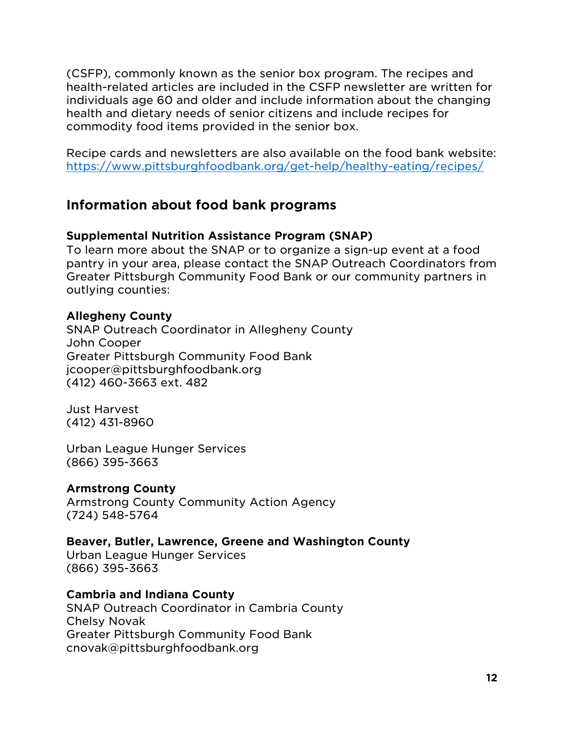(CSFP), commonly known as the senior box program. The recipes and health-related articles are included in the CSFP newsletter are written for individuals age 60 and older and include information about the changing health and dietary needs of senior citizens and include recipes for commodity food items provided in the senior box.

Recipe cards and newsletters are also available on the food bank website: [https://www.pittsburghfoodbank.org/get-help/healthy-eating/recipes/](https://www.pittsburghfoodbank.org/get-help/healthy-eating/recipes/)

## Information about food bank programs

**Supplemental Nutrition Assistance Program (SNAP)**
To learn more about the SNAP or to organize a sign-up event at a food pantry in your area, please contact the SNAP Outreach Coordinators from Greater Pittsburgh Community Food Bank or our community partners in outlying counties:

**Allegheny County**
SNAP Outreach Coordinator in Allegheny County
John Cooper
Greater Pittsburgh Community Food Bank
jcooper@pittsburghfoodbank.org
(412) 460-3663 ext. 482

Just Harvest
(412) 431-8960

Urban League Hunger Services
(866) 395-3663

**Armstrong County**
Armstrong County Community Action Agency
(724) 548-5764

**Beaver, Butler, Lawrence, Greene and Washington County**
Urban League Hunger Services
(866) 395-3663

**Cambria and Indiana County**
SNAP Outreach Coordinator in Cambria County
Chelsy Novak
Greater Pittsburgh Community Food Bank
cnovak@pittsburghfoodbank.org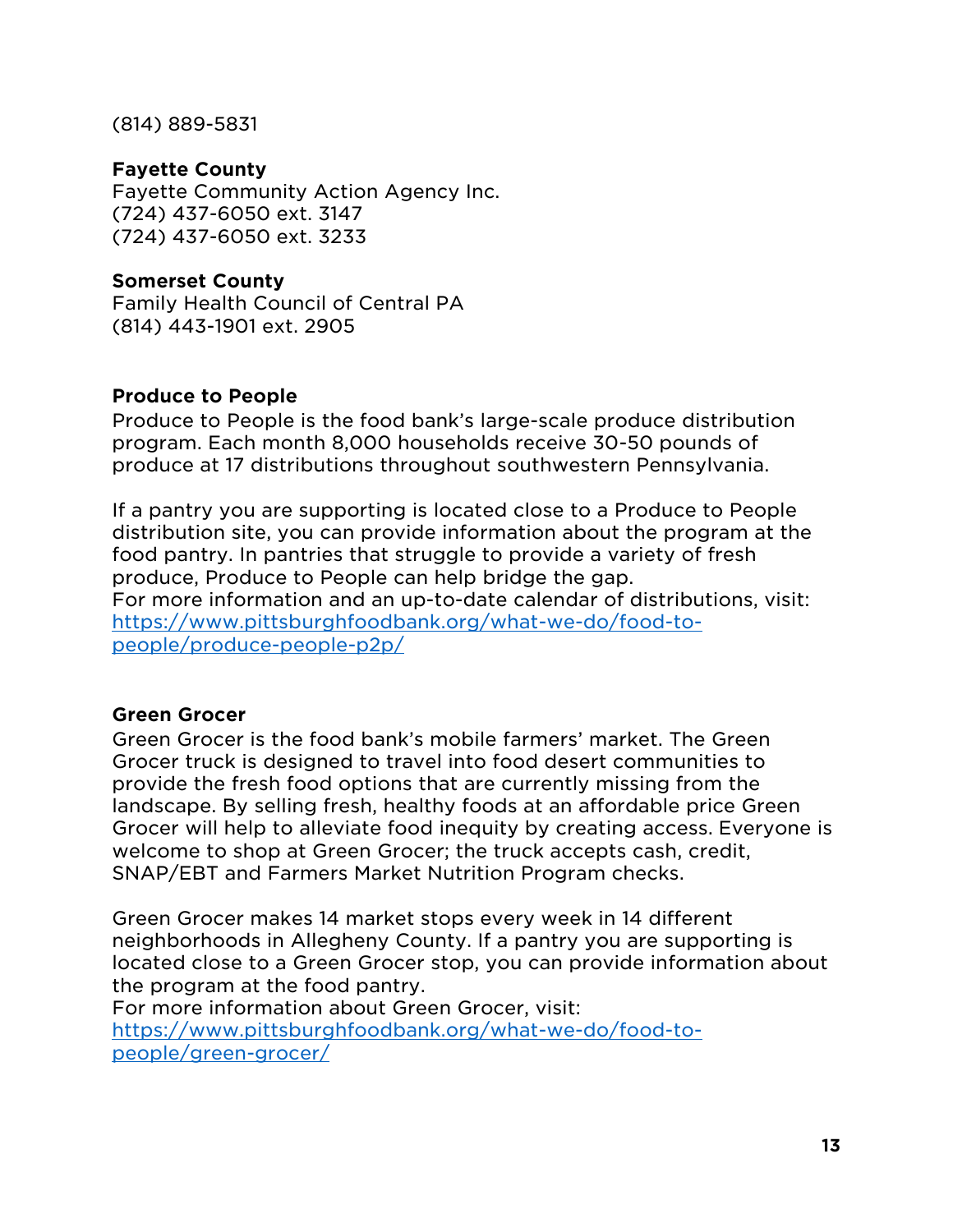(814) 889-5831

**Fayette County**
Fayette Community Action Agency Inc.
(724) 437-6050 ext. 3147
(724) 437-6050 ext. 3233

**Somerset County**
Family Health Council of Central PA
(814) 443-1901 ext. 2905

**Produce to People**

Produce to People is the food bank's large-scale produce distribution program. Each month 8,000 households receive 30-50 pounds of produce at 17 distributions throughout southwestern Pennsylvania.

If a pantry you are supporting is located close to a Produce to People distribution site, you can provide information about the program at the food pantry. In pantries that struggle to provide a variety of fresh produce, Produce to People can help bridge the gap.
For more information and an up-to-date calendar of distributions, visit:
[https://www.pittsburghfoodbank.org/what-we-do/food-to-people/produce-people-p2p/](https://www.pittsburghfoodbank.org/what-we-do/food-to-people/produce-people-p2p/)

**Green Grocer**

Green Grocer is the food bank's mobile farmers' market. The Green Grocer truck is designed to travel into food desert communities to provide the fresh food options that are currently missing from the landscape. By selling fresh, healthy foods at an affordable price Green Grocer will help to alleviate food inequity by creating access. Everyone is welcome to shop at Green Grocer; the truck accepts cash, credit, SNAP/EBT and Farmers Market Nutrition Program checks.

Green Grocer makes 14 market stops every week in 14 different neighborhoods in Allegheny County. If a pantry you are supporting is located close to a Green Grocer stop, you can provide information about the program at the food pantry.
For more information about Green Grocer, visit:
[https://www.pittsburghfoodbank.org/what-we-do/food-to-people/green-grocer/](https://www.pittsburghfoodbank.org/what-we-do/food-to-people/green-grocer/)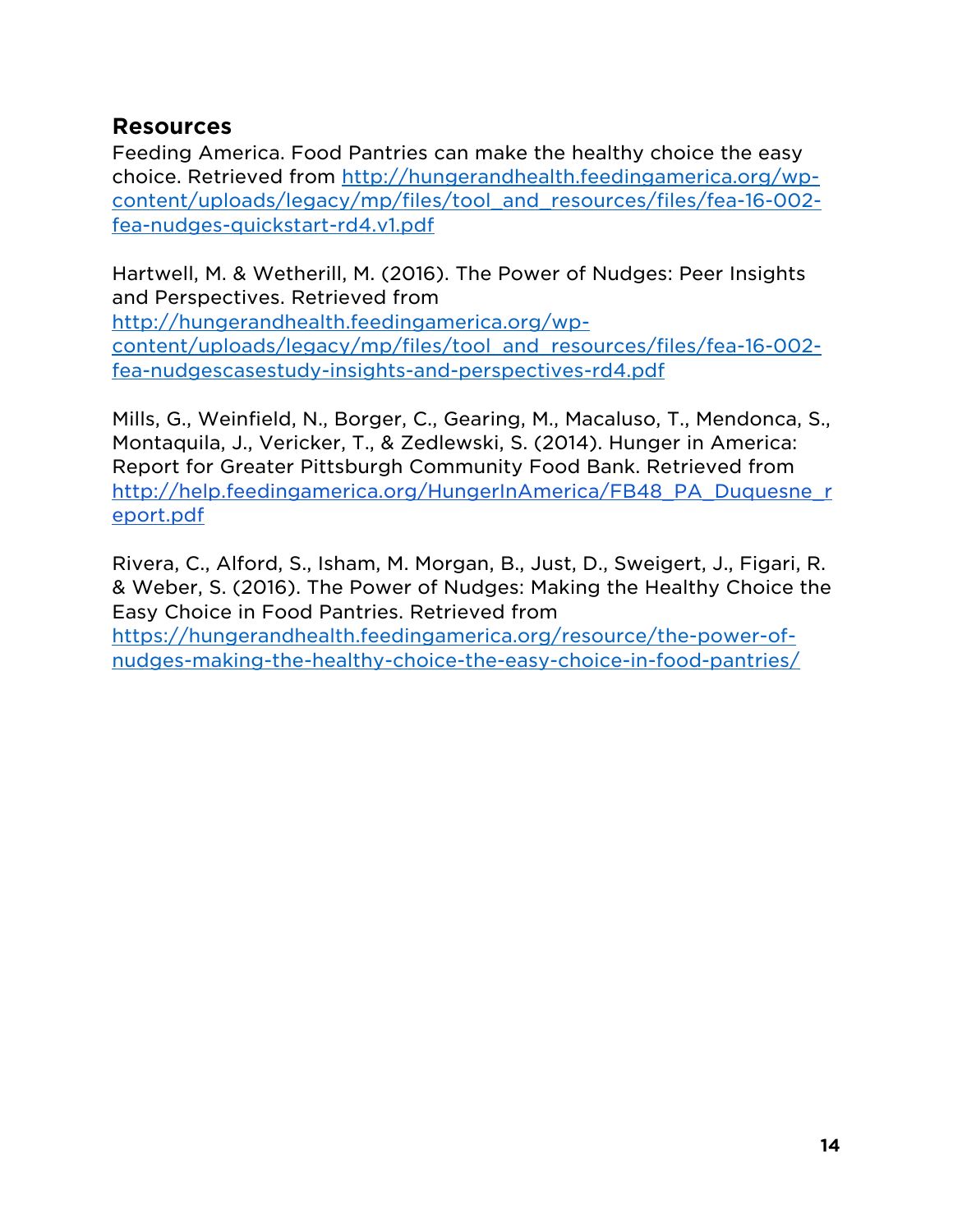## Resources

Feeding America. Food Pantries can make the healthy choice the easy choice. Retrieved from http://hungerandhealth.feedingamerica.org/wp-content/uploads/legacy/mp/files/tool_and_resources/files/fea-16-002-fea-nudges-quickstart-rd4.v1.pdf

Hartwell, M. & Wetherill, M. (2016). The Power of Nudges: Peer Insights and Perspectives. Retrieved from http://hungerandhealth.feedingamerica.org/wp-content/uploads/legacy/mp/files/tool_and_resources/files/fea-16-002-fea-nudgescasestudy-insights-and-perspectives-rd4.pdf

Mills, G., Weinfield, N., Borger, C., Gearing, M., Macaluso, T., Mendonca, S., Montaquila, J., Vericker, T., & Zedlewski, S. (2014). Hunger in America: Report for Greater Pittsburgh Community Food Bank. Retrieved from http://help.feedingamerica.org/HungerInAmerica/FB48_PA_Duquesne_report.pdf

Rivera, C., Alford, S., Isham, M. Morgan, B., Just, D., Sweigert, J., Figari, R. & Weber, S. (2016). The Power of Nudges: Making the Healthy Choice the Easy Choice in Food Pantries. Retrieved from https://hungerandhealth.feedingamerica.org/resource/the-power-of-nudges-making-the-healthy-choice-the-easy-choice-in-food-pantries/